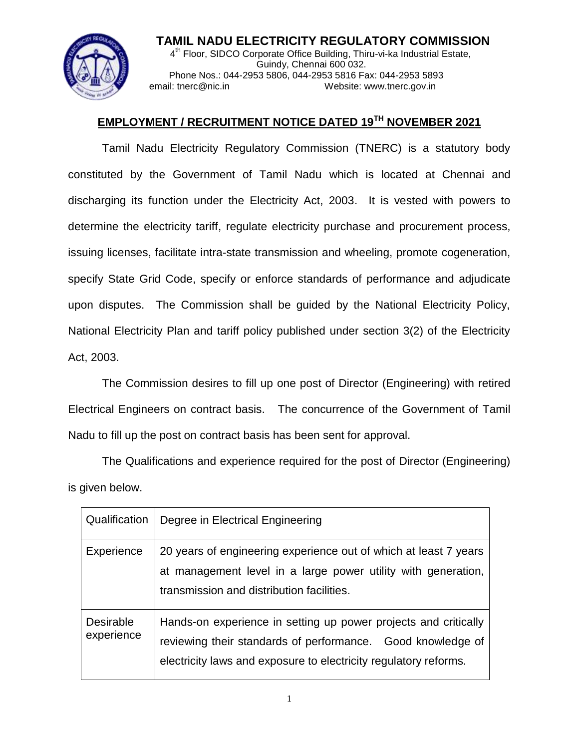# TAMIL NADU ELECTRICITY REGULATORY COMMISSION

4th Floor, SIDCO Corporate Office Building, Thiru-vi-ka Industrial Estate, Guindy, Chennai 600 032.
Phone Nos.: 044-2953 5806, 044-2953 5816 Fax: 044-2953 5893
email: tnerc@nic.in Website: www.tnerc.gov.in

## EMPLOYMENT / RECRUITMENT NOTICE DATED 19TH NOVEMBER 2021

Tamil Nadu Electricity Regulatory Commission (TNERC) is a statutory body constituted by the Government of Tamil Nadu which is located at Chennai and discharging its function under the Electricity Act, 2003. It is vested with powers to determine the electricity tariff, regulate electricity purchase and procurement process, issuing licenses, facilitate intra-state transmission and wheeling, promote cogeneration, specify State Grid Code, specify or enforce standards of performance and adjudicate upon disputes. The Commission shall be guided by the National Electricity Policy, National Electricity Plan and tariff policy published under section 3(2) of the Electricity Act, 2003.

The Commission desires to fill up one post of Director (Engineering) with retired Electrical Engineers on contract basis. The concurrence of the Government of Tamil Nadu to fill up the post on contract basis has been sent for approval.

The Qualifications and experience required for the post of Director (Engineering) is given below.

| Qualification | Degree in Electrical Engineering |
|---|---|
| Experience | 20 years of engineering experience out of which at least 7 years at management level in a large power utility with generation, transmission and distribution facilities. |
| Desirable experience | Hands-on experience in setting up power projects and critically reviewing their standards of performance. Good knowledge of electricity laws and exposure to electricity regulatory reforms. |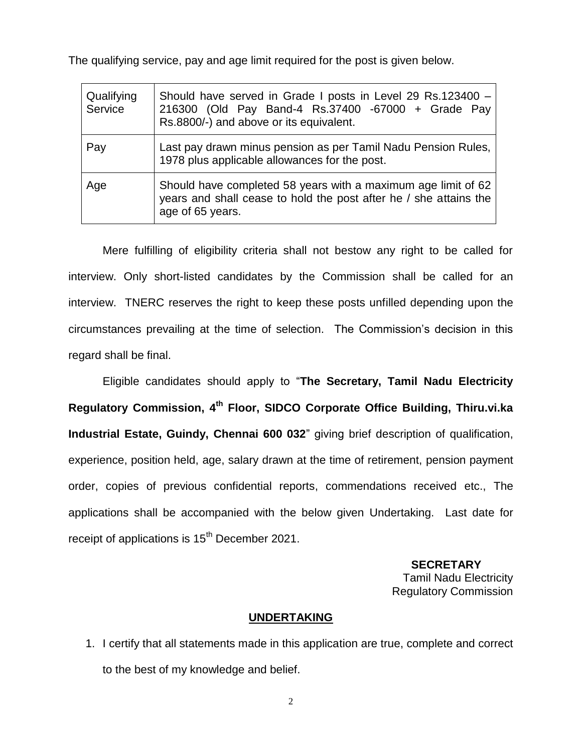The qualifying service, pay and age limit required for the post is given below.

| | |
|---|---|
| Qualifying Service | Should have served in Grade I posts in Level 29 Rs.123400 – 216300 (Old Pay Band-4 Rs.37400 -67000 + Grade Pay Rs.8800/-) and above or its equivalent. |
| Pay | Last pay drawn minus pension as per Tamil Nadu Pension Rules, 1978 plus applicable allowances for the post. |
| Age | Should have completed 58 years with a maximum age limit of 62 years and shall cease to hold the post after he / she attains the age of 65 years. |

Mere fulfilling of eligibility criteria shall not bestow any right to be called for interview. Only short-listed candidates by the Commission shall be called for an interview. TNERC reserves the right to keep these posts unfilled depending upon the circumstances prevailing at the time of selection. The Commission's decision in this regard shall be final.

Eligible candidates should apply to "**The Secretary, Tamil Nadu Electricity Regulatory Commission, 4th Floor, SIDCO Corporate Office Building, Thiru.vi.ka Industrial Estate, Guindy, Chennai 600 032**" giving brief description of qualification, experience, position held, age, salary drawn at the time of retirement, pension payment order, copies of previous confidential reports, commendations received etc., The applications shall be accompanied with the below given Undertaking. Last date for receipt of applications is 15th December 2021.

**SECRETARY**
Tamil Nadu Electricity
Regulatory Commission

## UNDERTAKING

1. I certify that all statements made in this application are true, complete and correct to the best of my knowledge and belief.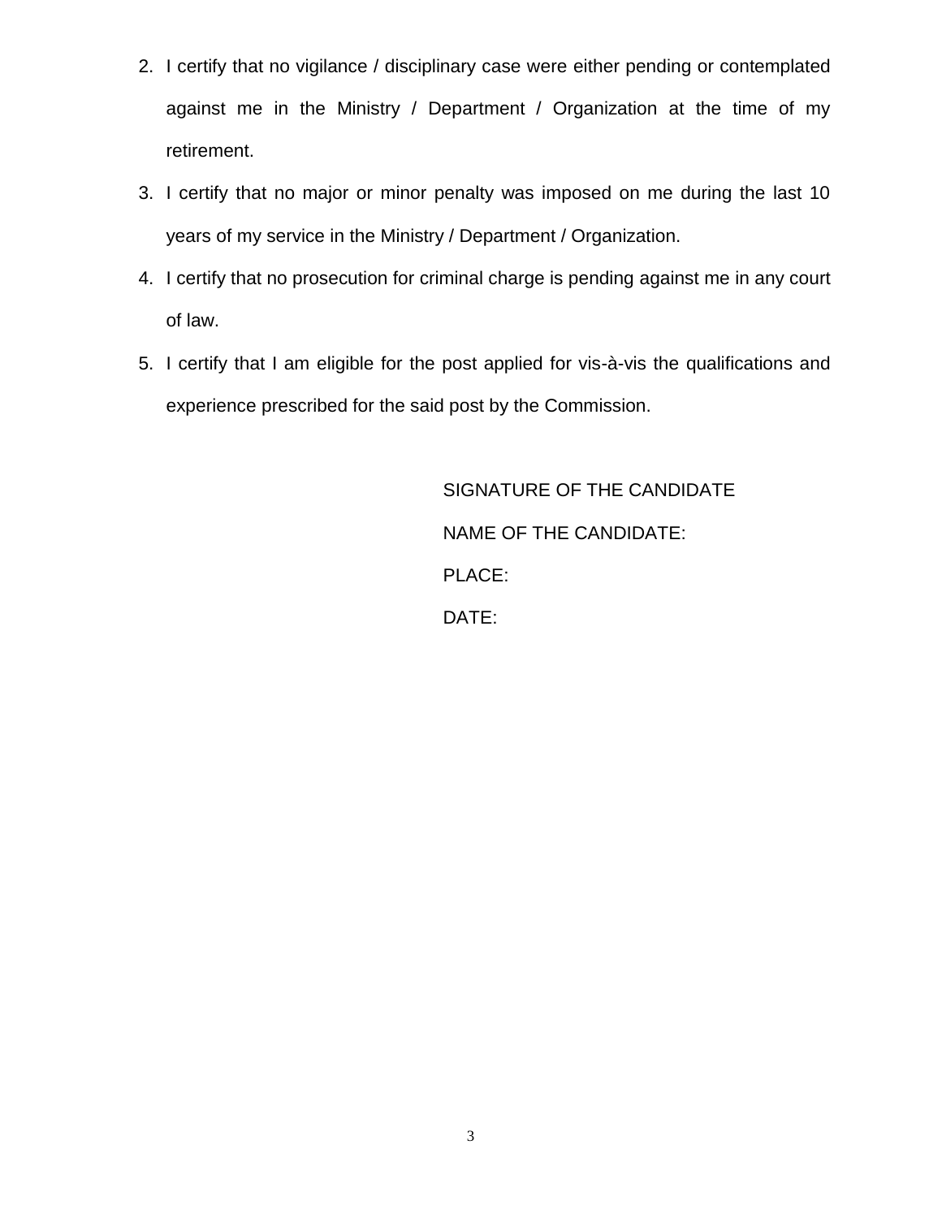2. I certify that no vigilance / disciplinary case were either pending or contemplated against me in the Ministry / Department / Organization at the time of my retirement.
3. I certify that no major or minor penalty was imposed on me during the last 10 years of my service in the Ministry / Department / Organization.
4. I certify that no prosecution for criminal charge is pending against me in any court of law.
5. I certify that I am eligible for the post applied for vis-à-vis the qualifications and experience prescribed for the said post by the Commission.

SIGNATURE OF THE CANDIDATE

NAME OF THE CANDIDATE:

PLACE:

DATE: